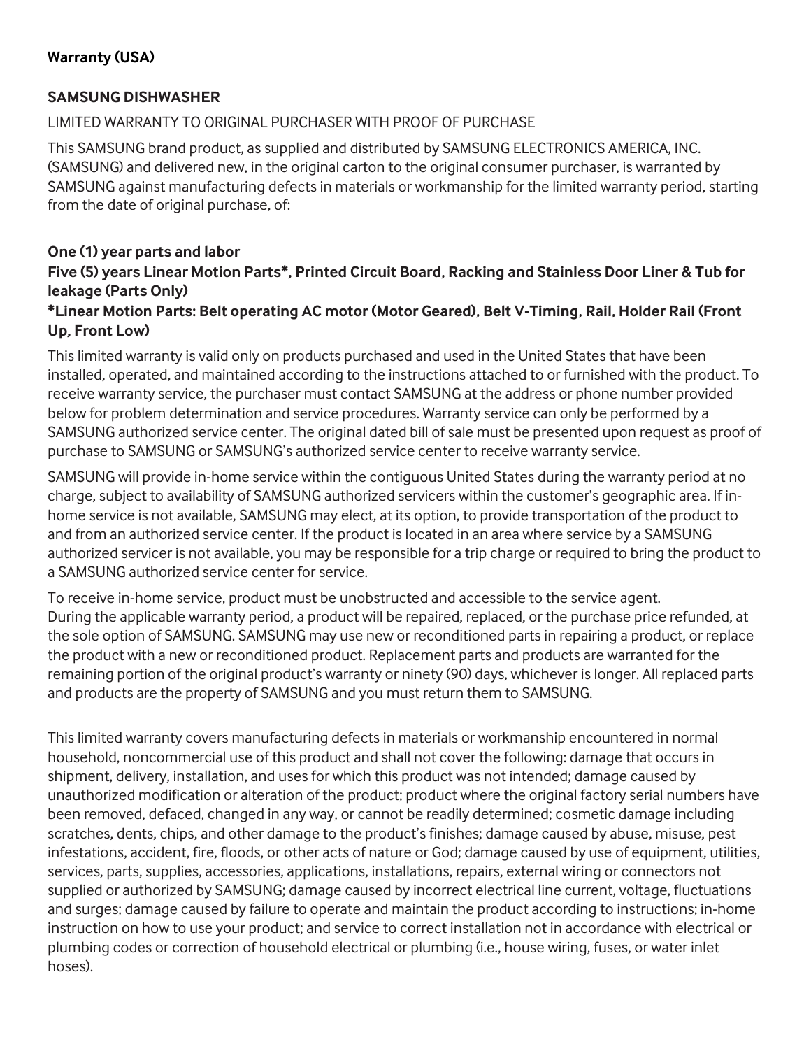## Warranty (USA)

### SAMSUNG DISHWASHER

LIMITED WARRANTY TO ORIGINAL PURCHASER WITH PROOF OF PURCHASE

This SAMSUNG brand product, as supplied and distributed by SAMSUNG ELECTRONICS AMERICA, INC. (SAMSUNG) and delivered new, in the original carton to the original consumer purchaser, is warranted by SAMSUNG against manufacturing defects in materials or workmanship for the limited warranty period, starting from the date of original purchase, of:

**One (1) year parts and labor**
**Five (5) years Linear Motion Parts*, Printed Circuit Board, Racking and Stainless Door Liner & Tub for leakage (Parts Only)**
***Linear Motion Parts: Belt operating AC motor (Motor Geared), Belt V-Timing, Rail, Holder Rail (Front Up, Front Low)**

This limited warranty is valid only on products purchased and used in the United States that have been installed, operated, and maintained according to the instructions attached to or furnished with the product. To receive warranty service, the purchaser must contact SAMSUNG at the address or phone number provided below for problem determination and service procedures. Warranty service can only be performed by a SAMSUNG authorized service center. The original dated bill of sale must be presented upon request as proof of purchase to SAMSUNG or SAMSUNG's authorized service center to receive warranty service.

SAMSUNG will provide in-home service within the contiguous United States during the warranty period at no charge, subject to availability of SAMSUNG authorized servicers within the customer's geographic area. If in-home service is not available, SAMSUNG may elect, at its option, to provide transportation of the product to and from an authorized service center. If the product is located in an area where service by a SAMSUNG authorized servicer is not available, you may be responsible for a trip charge or required to bring the product to a SAMSUNG authorized service center for service.

To receive in-home service, product must be unobstructed and accessible to the service agent.
During the applicable warranty period, a product will be repaired, replaced, or the purchase price refunded, at the sole option of SAMSUNG. SAMSUNG may use new or reconditioned parts in repairing a product, or replace the product with a new or reconditioned product. Replacement parts and products are warranted for the remaining portion of the original product's warranty or ninety (90) days, whichever is longer. All replaced parts and products are the property of SAMSUNG and you must return them to SAMSUNG.

This limited warranty covers manufacturing defects in materials or workmanship encountered in normal household, noncommercial use of this product and shall not cover the following: damage that occurs in shipment, delivery, installation, and uses for which this product was not intended; damage caused by unauthorized modification or alteration of the product; product where the original factory serial numbers have been removed, defaced, changed in any way, or cannot be readily determined; cosmetic damage including scratches, dents, chips, and other damage to the product's finishes; damage caused by abuse, misuse, pest infestations, accident, fire, floods, or other acts of nature or God; damage caused by use of equipment, utilities, services, parts, supplies, accessories, applications, installations, repairs, external wiring or connectors not supplied or authorized by SAMSUNG; damage caused by incorrect electrical line current, voltage, fluctuations and surges; damage caused by failure to operate and maintain the product according to instructions; in-home instruction on how to use your product; and service to correct installation not in accordance with electrical or plumbing codes or correction of household electrical or plumbing (i.e., house wiring, fuses, or water inlet hoses).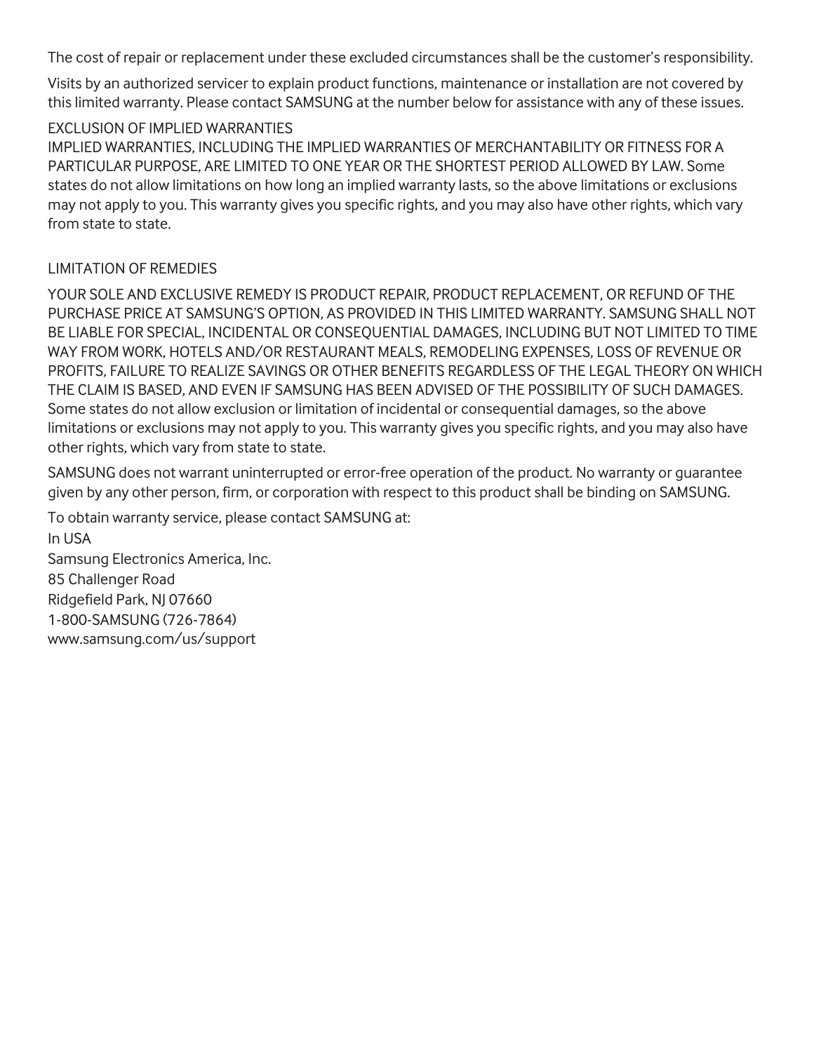The cost of repair or replacement under these excluded circumstances shall be the customer's responsibility.

Visits by an authorized servicer to explain product functions, maintenance or installation are not covered by this limited warranty. Please contact SAMSUNG at the number below for assistance with any of these issues.

EXCLUSION OF IMPLIED WARRANTIES

IMPLIED WARRANTIES, INCLUDING THE IMPLIED WARRANTIES OF MERCHANTABILITY OR FITNESS FOR A PARTICULAR PURPOSE, ARE LIMITED TO ONE YEAR OR THE SHORTEST PERIOD ALLOWED BY LAW. Some states do not allow limitations on how long an implied warranty lasts, so the above limitations or exclusions may not apply to you. This warranty gives you specific rights, and you may also have other rights, which vary from state to state.

LIMITATION OF REMEDIES

YOUR SOLE AND EXCLUSIVE REMEDY IS PRODUCT REPAIR, PRODUCT REPLACEMENT, OR REFUND OF THE PURCHASE PRICE AT SAMSUNG'S OPTION, AS PROVIDED IN THIS LIMITED WARRANTY. SAMSUNG SHALL NOT BE LIABLE FOR SPECIAL, INCIDENTAL OR CONSEQUENTIAL DAMAGES, INCLUDING BUT NOT LIMITED TO TIME WAY FROM WORK, HOTELS AND/OR RESTAURANT MEALS, REMODELING EXPENSES, LOSS OF REVENUE OR PROFITS, FAILURE TO REALIZE SAVINGS OR OTHER BENEFITS REGARDLESS OF THE LEGAL THEORY ON WHICH THE CLAIM IS BASED, AND EVEN IF SAMSUNG HAS BEEN ADVISED OF THE POSSIBILITY OF SUCH DAMAGES. Some states do not allow exclusion or limitation of incidental or consequential damages, so the above limitations or exclusions may not apply to you. This warranty gives you specific rights, and you may also have other rights, which vary from state to state.

SAMSUNG does not warrant uninterrupted or error-free operation of the product. No warranty or guarantee given by any other person, firm, or corporation with respect to this product shall be binding on SAMSUNG.

To obtain warranty service, please contact SAMSUNG at:

In USA
Samsung Electronics America, Inc.
85 Challenger Road
Ridgefield Park, NJ 07660
1-800-SAMSUNG (726-7864)
www.samsung.com/us/support